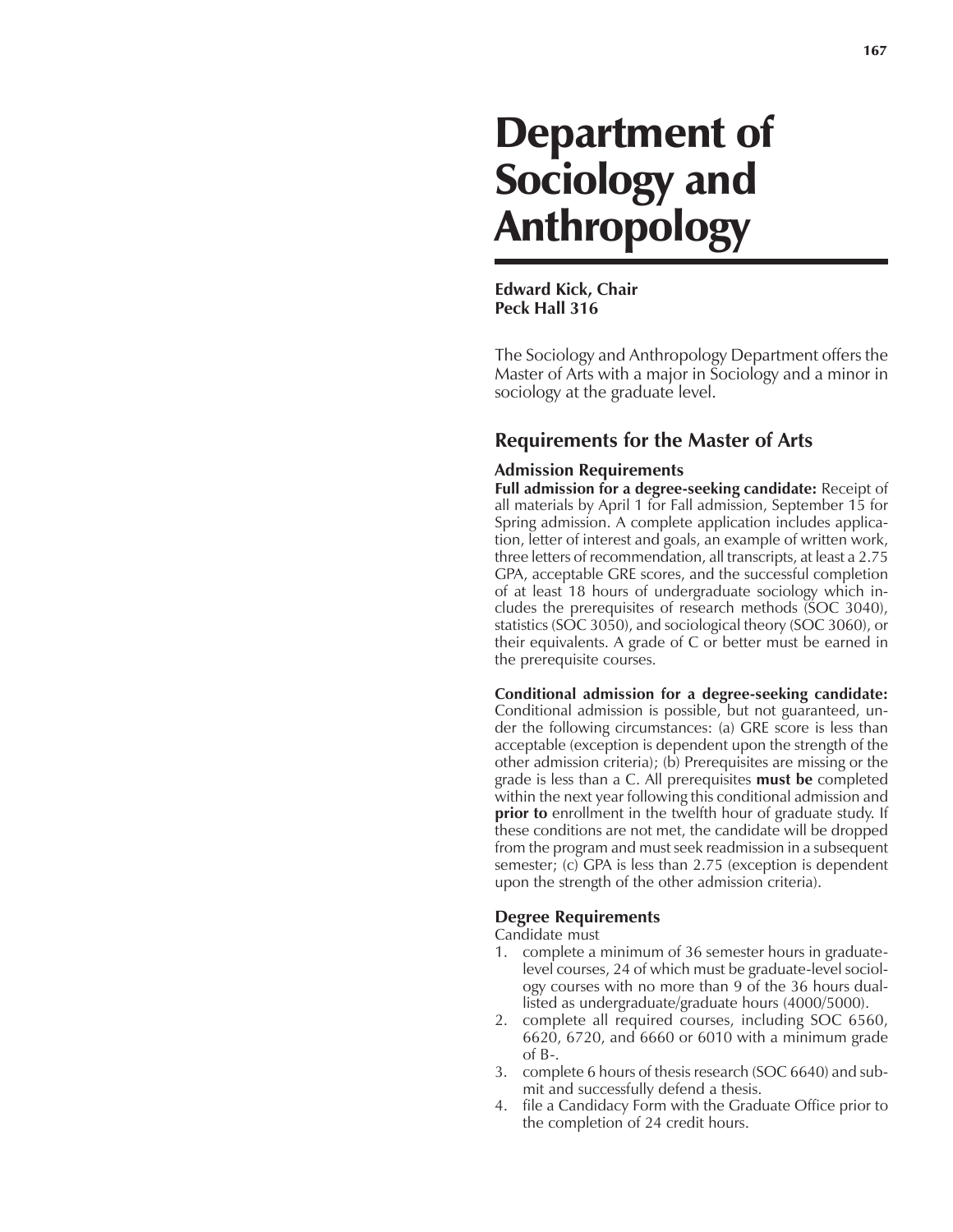# Department of Sociology and Anthropology

**Edward Kick, Chair**
**Peck Hall 316**

The Sociology and Anthropology Department offers the Master of Arts with a major in Sociology and a minor in sociology at the graduate level.

## Requirements for the Master of Arts

### Admission Requirements

**Full admission for a degree-seeking candidate:** Receipt of all materials by April 1 for Fall admission, September 15 for Spring admission. A complete application includes application, letter of interest and goals, an example of written work, three letters of recommendation, all transcripts, at least a 2.75 GPA, acceptable GRE scores, and the successful completion of at least 18 hours of undergraduate sociology which includes the prerequisites of research methods (SOC 3040), statistics (SOC 3050), and sociological theory (SOC 3060), or their equivalents. A grade of C or better must be earned in the prerequisite courses.

**Conditional admission for a degree-seeking candidate:** Conditional admission is possible, but not guaranteed, under the following circumstances: (a) GRE score is less than acceptable (exception is dependent upon the strength of the other admission criteria); (b) Prerequisites are missing or the grade is less than a C. All prerequisites **must be** completed within the next year following this conditional admission and **prior to** enrollment in the twelfth hour of graduate study. If these conditions are not met, the candidate will be dropped from the program and must seek readmission in a subsequent semester; (c) GPA is less than 2.75 (exception is dependent upon the strength of the other admission criteria).

### Degree Requirements

Candidate must

1. complete a minimum of 36 semester hours in graduate-level courses, 24 of which must be graduate-level sociology courses with no more than 9 of the 36 hours dual-listed as undergraduate/graduate hours (4000/5000).
2. complete all required courses, including SOC 6560, 6620, 6720, and 6660 or 6010 with a minimum grade of B-.
3. complete 6 hours of thesis research (SOC 6640) and submit and successfully defend a thesis.
4. file a Candidacy Form with the Graduate Office prior to the completion of 24 credit hours.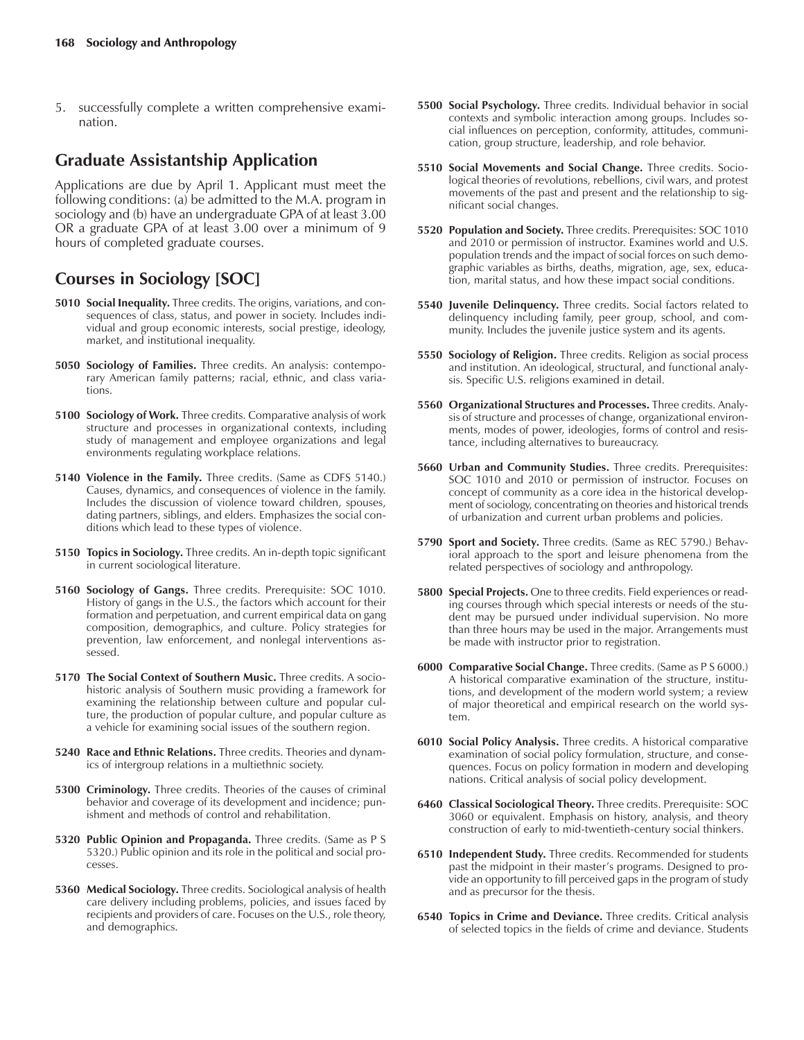5. successfully complete a written comprehensive examination.

## Graduate Assistantship Application

Applications are due by April 1. Applicant must meet the following conditions: (a) be admitted to the M.A. program in sociology and (b) have an undergraduate GPA of at least 3.00 OR a graduate GPA of at least 3.00 over a minimum of 9 hours of completed graduate courses.

## Courses in Sociology [SOC]

**5010 Social Inequality.** Three credits. The origins, variations, and consequences of class, status, and power in society. Includes individual and group economic interests, social prestige, ideology, market, and institutional inequality.

**5050 Sociology of Families.** Three credits. An analysis: contemporary American family patterns; racial, ethnic, and class variations.

**5100 Sociology of Work.** Three credits. Comparative analysis of work structure and processes in organizational contexts, including study of management and employee organizations and legal environments regulating workplace relations.

**5140 Violence in the Family.** Three credits. (Same as CDFS 5140.) Causes, dynamics, and consequences of violence in the family. Includes the discussion of violence toward children, spouses, dating partners, siblings, and elders. Emphasizes the social conditions which lead to these types of violence.

**5150 Topics in Sociology.** Three credits. An in-depth topic significant in current sociological literature.

**5160 Sociology of Gangs.** Three credits. Prerequisite: SOC 1010. History of gangs in the U.S., the factors which account for their formation and perpetuation, and current empirical data on gang composition, demographics, and culture. Policy strategies for prevention, law enforcement, and nonlegal interventions assessed.

**5170 The Social Context of Southern Music.** Three credits. A sociohistoric analysis of Southern music providing a framework for examining the relationship between culture and popular culture, the production of popular culture, and popular culture as a vehicle for examining social issues of the southern region.

**5240 Race and Ethnic Relations.** Three credits. Theories and dynamics of intergroup relations in a multiethnic society.

**5300 Criminology.** Three credits. Theories of the causes of criminal behavior and coverage of its development and incidence; punishment and methods of control and rehabilitation.

**5320 Public Opinion and Propaganda.** Three credits. (Same as P S 5320.) Public opinion and its role in the political and social processes.

**5360 Medical Sociology.** Three credits. Sociological analysis of health care delivery including problems, policies, and issues faced by recipients and providers of care. Focuses on the U.S., role theory, and demographics.

**5500 Social Psychology.** Three credits. Individual behavior in social contexts and symbolic interaction among groups. Includes social influences on perception, conformity, attitudes, communication, group structure, leadership, and role behavior.

**5510 Social Movements and Social Change.** Three credits. Sociological theories of revolutions, rebellions, civil wars, and protest movements of the past and present and the relationship to significant social changes.

**5520 Population and Society.** Three credits. Prerequisites: SOC 1010 and 2010 or permission of instructor. Examines world and U.S. population trends and the impact of social forces on such demographic variables as births, deaths, migration, age, sex, education, marital status, and how these impact social conditions.

**5540 Juvenile Delinquency.** Three credits. Social factors related to delinquency including family, peer group, school, and community. Includes the juvenile justice system and its agents.

**5550 Sociology of Religion.** Three credits. Religion as social process and institution. An ideological, structural, and functional analysis. Specific U.S. religions examined in detail.

**5560 Organizational Structures and Processes.** Three credits. Analysis of structure and processes of change, organizational environments, modes of power, ideologies, forms of control and resistance, including alternatives to bureaucracy.

**5660 Urban and Community Studies.** Three credits. Prerequisites: SOC 1010 and 2010 or permission of instructor. Focuses on concept of community as a core idea in the historical development of sociology, concentrating on theories and historical trends of urbanization and current urban problems and policies.

**5790 Sport and Society.** Three credits. (Same as REC 5790.) Behavioral approach to the sport and leisure phenomena from the related perspectives of sociology and anthropology.

**5800 Special Projects.** One to three credits. Field experiences or reading courses through which special interests or needs of the student may be pursued under individual supervision. No more than three hours may be used in the major. Arrangements must be made with instructor prior to registration.

**6000 Comparative Social Change.** Three credits. (Same as P S 6000.) A historical comparative examination of the structure, institutions, and development of the modern world system; a review of major theoretical and empirical research on the world system.

**6010 Social Policy Analysis.** Three credits. A historical comparative examination of social policy formulation, structure, and consequences. Focus on policy formation in modern and developing nations. Critical analysis of social policy development.

**6460 Classical Sociological Theory.** Three credits. Prerequisite: SOC 3060 or equivalent. Emphasis on history, analysis, and theory construction of early to mid-twentieth-century social thinkers.

**6510 Independent Study.** Three credits. Recommended for students past the midpoint in their master's programs. Designed to provide an opportunity to fill perceived gaps in the program of study and as precursor for the thesis.

**6540 Topics in Crime and Deviance.** Three credits. Critical analysis of selected topics in the fields of crime and deviance. Students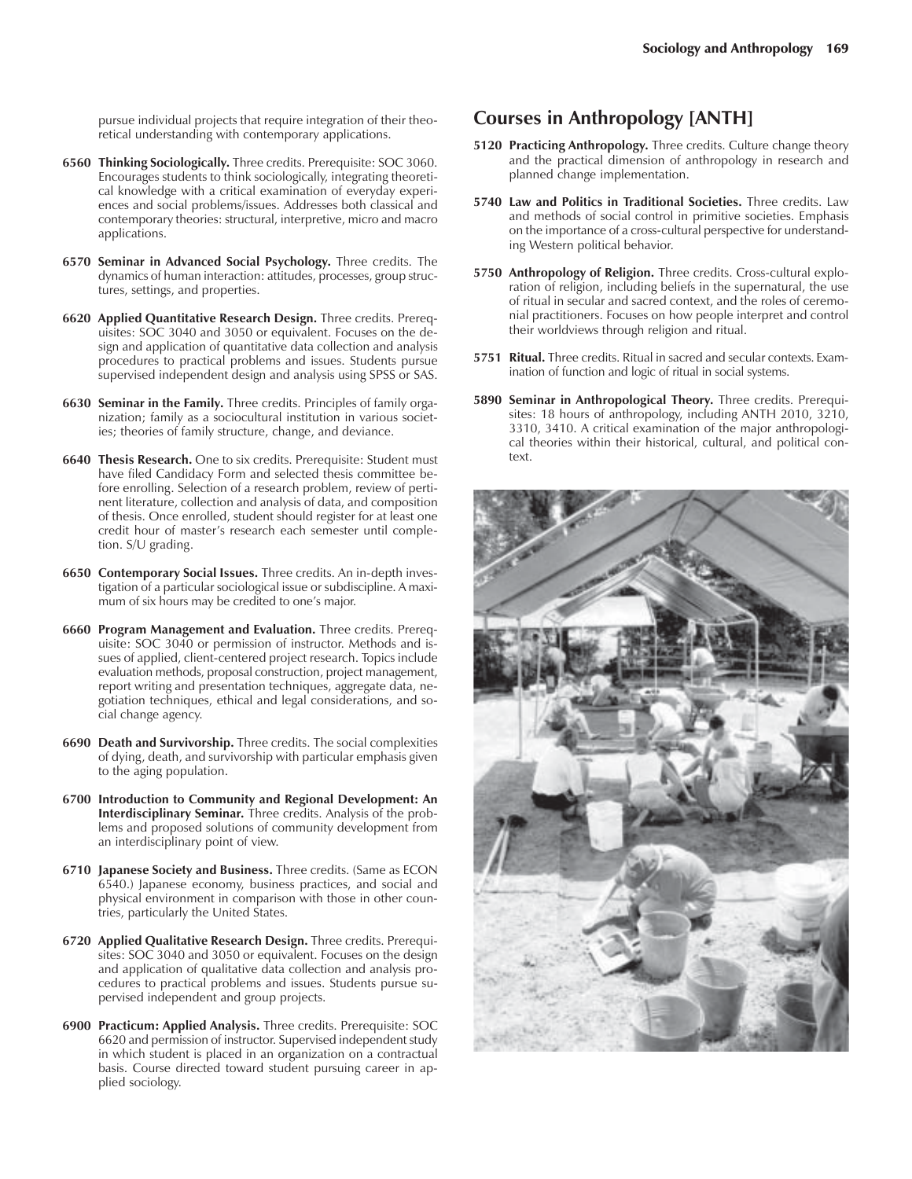pursue individual projects that require integration of their theoretical understanding with contemporary applications.

**6560 Thinking Sociologically.** Three credits. Prerequisite: SOC 3060. Encourages students to think sociologically, integrating theoretical knowledge with a critical examination of everyday experiences and social problems/issues. Addresses both classical and contemporary theories: structural, interpretive, micro and macro applications.

**6570 Seminar in Advanced Social Psychology.** Three credits. The dynamics of human interaction: attitudes, processes, group structures, settings, and properties.

**6620 Applied Quantitative Research Design.** Three credits. Prerequisites: SOC 3040 and 3050 or equivalent. Focuses on the design and application of quantitative data collection and analysis procedures to practical problems and issues. Students pursue supervised independent design and analysis using SPSS or SAS.

**6630 Seminar in the Family.** Three credits. Principles of family organization; family as a sociocultural institution in various societies; theories of family structure, change, and deviance.

**6640 Thesis Research.** One to six credits. Prerequisite: Student must have filed Candidacy Form and selected thesis committee before enrolling. Selection of a research problem, review of pertinent literature, collection and analysis of data, and composition of thesis. Once enrolled, student should register for at least one credit hour of master's research each semester until completion. S/U grading.

**6650 Contemporary Social Issues.** Three credits. An in-depth investigation of a particular sociological issue or subdiscipline. A maximum of six hours may be credited to one's major.

**6660 Program Management and Evaluation.** Three credits. Prerequisite: SOC 3040 or permission of instructor. Methods and issues of applied, client-centered project research. Topics include evaluation methods, proposal construction, project management, report writing and presentation techniques, aggregate data, negotiation techniques, ethical and legal considerations, and social change agency.

**6690 Death and Survivorship.** Three credits. The social complexities of dying, death, and survivorship with particular emphasis given to the aging population.

**6700 Introduction to Community and Regional Development: An Interdisciplinary Seminar.** Three credits. Analysis of the problems and proposed solutions of community development from an interdisciplinary point of view.

**6710 Japanese Society and Business.** Three credits. (Same as ECON 6540.) Japanese economy, business practices, and social and physical environment in comparison with those in other countries, particularly the United States.

**6720 Applied Qualitative Research Design.** Three credits. Prerequisites: SOC 3040 and 3050 or equivalent. Focuses on the design and application of qualitative data collection and analysis procedures to practical problems and issues. Students pursue supervised independent and group projects.

**6900 Practicum: Applied Analysis.** Three credits. Prerequisite: SOC 6620 and permission of instructor. Supervised independent study in which student is placed in an organization on a contractual basis. Course directed toward student pursuing career in applied sociology.

## Courses in Anthropology [ANTH]

**5120 Practicing Anthropology.** Three credits. Culture change theory and the practical dimension of anthropology in research and planned change implementation.

**5740 Law and Politics in Traditional Societies.** Three credits. Law and methods of social control in primitive societies. Emphasis on the importance of a cross-cultural perspective for understanding Western political behavior.

**5750 Anthropology of Religion.** Three credits. Cross-cultural exploration of religion, including beliefs in the supernatural, the use of ritual in secular and sacred context, and the roles of ceremonial practitioners. Focuses on how people interpret and control their worldviews through religion and ritual.

**5751 Ritual.** Three credits. Ritual in sacred and secular contexts. Examination of function and logic of ritual in social systems.

**5890 Seminar in Anthropological Theory.** Three credits. Prerequisites: 18 hours of anthropology, including ANTH 2010, 3210, 3310, 3410. A critical examination of the major anthropological theories within their historical, cultural, and political context.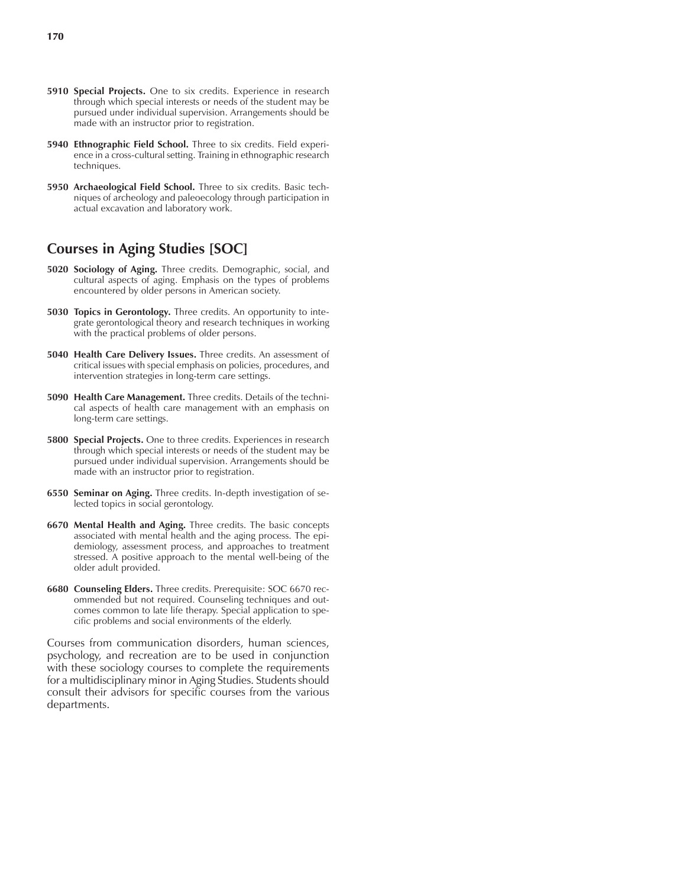**5910 Special Projects.** One to six credits. Experience in research through which special interests or needs of the student may be pursued under individual supervision. Arrangements should be made with an instructor prior to registration.

**5940 Ethnographic Field School.** Three to six credits. Field experience in a cross-cultural setting. Training in ethnographic research techniques.

**5950 Archaeological Field School.** Three to six credits. Basic techniques of archeology and paleoecology through participation in actual excavation and laboratory work.

## Courses in Aging Studies [SOC]

**5020 Sociology of Aging.** Three credits. Demographic, social, and cultural aspects of aging. Emphasis on the types of problems encountered by older persons in American society.

**5030 Topics in Gerontology.** Three credits. An opportunity to integrate gerontological theory and research techniques in working with the practical problems of older persons.

**5040 Health Care Delivery Issues.** Three credits. An assessment of critical issues with special emphasis on policies, procedures, and intervention strategies in long-term care settings.

**5090 Health Care Management.** Three credits. Details of the technical aspects of health care management with an emphasis on long-term care settings.

**5800 Special Projects.** One to three credits. Experiences in research through which special interests or needs of the student may be pursued under individual supervision. Arrangements should be made with an instructor prior to registration.

**6550 Seminar on Aging.** Three credits. In-depth investigation of selected topics in social gerontology.

**6670 Mental Health and Aging.** Three credits. The basic concepts associated with mental health and the aging process. The epidemiology, assessment process, and approaches to treatment stressed. A positive approach to the mental well-being of the older adult provided.

**6680 Counseling Elders.** Three credits. Prerequisite: SOC 6670 recommended but not required. Counseling techniques and outcomes common to late life therapy. Special application to specific problems and social environments of the elderly.

Courses from communication disorders, human sciences, psychology, and recreation are to be used in conjunction with these sociology courses to complete the requirements for a multidisciplinary minor in Aging Studies. Students should consult their advisors for specific courses from the various departments.